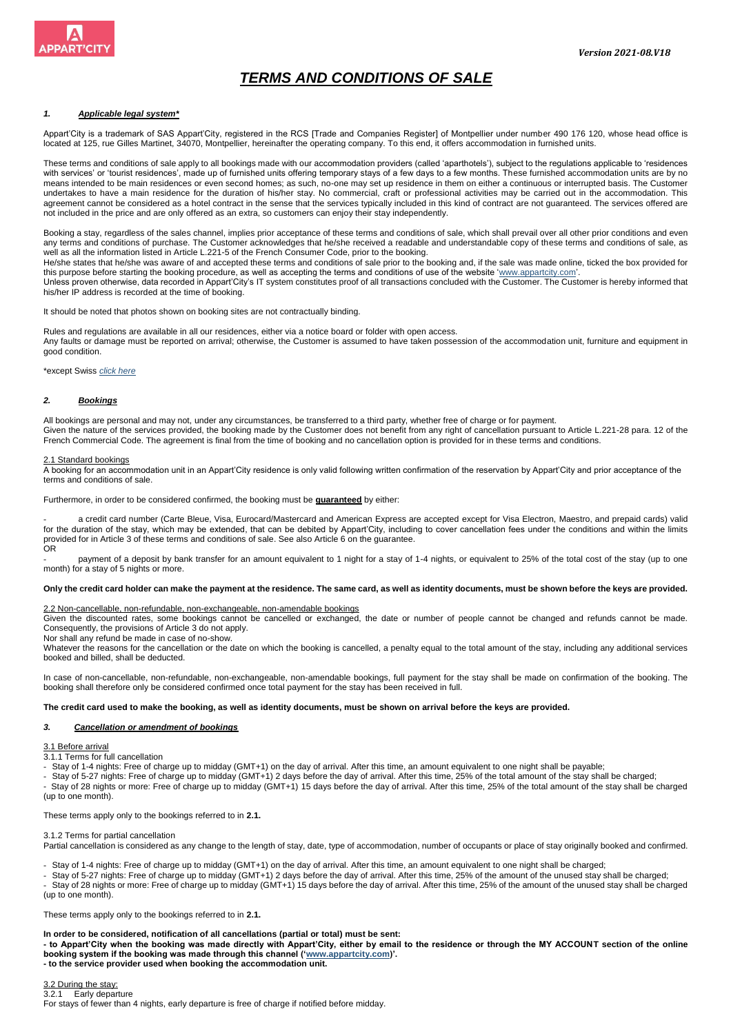*Version 2021-08.V18*

# ***TERMS AND CONDITIONS OF SALE***

### ***1. Applicable legal system****

Appart'City is a trademark of SAS Appart'City, registered in the RCS [Trade and Companies Register] of Montpellier under number 490 176 120, whose head office is located at 125, rue Gilles Martinet, 34070, Montpellier, hereinafter the operating company. To this end, it offers accommodation in furnished units.

These terms and conditions of sale apply to all bookings made with our accommodation providers (called 'aparthotels'), subject to the regulations applicable to 'residences with services' or 'tourist residences', made up of furnished units offering temporary stays of a few days to a few months. These furnished accommodation units are by no means intended to be main residences or even second homes; as such, no-one may set up residence in them on either a continuous or interrupted basis. The Customer undertakes to have a main residence for the duration of his/her stay. No commercial, craft or professional activities may be carried out in the accommodation. This agreement cannot be considered as a hotel contract in the sense that the services typically included in this kind of contract are not guaranteed. The services offered are not included in the price and are only offered as an extra, so customers can enjoy their stay independently.

Booking a stay, regardless of the sales channel, implies prior acceptance of these terms and conditions of sale, which shall prevail over all other prior conditions and even any terms and conditions of purchase. The Customer acknowledges that he/she received a readable and understandable copy of these terms and conditions of sale, as well as all the information listed in Article L.221-5 of the French Consumer Code, prior to the booking.
He/she states that he/she was aware of and accepted these terms and conditions of sale prior to the booking and, if the sale was made online, ticked the box provided for this purpose before starting the booking procedure, as well as accepting the terms and conditions of use of the website 'www.appartcity.com'.
Unless proven otherwise, data recorded in Appart'City's IT system constitutes proof of all transactions concluded with the Customer. The Customer is hereby informed that his/her IP address is recorded at the time of booking.

It should be noted that photos shown on booking sites are not contractually binding.

Rules and regulations are available in all our residences, either via a notice board or folder with open access.
Any faults or damage must be reported on arrival; otherwise, the Customer is assumed to have taken possession of the accommodation unit, furniture and equipment in good condition.

*except Swiss *click here*

### ***2. Bookings***

All bookings are personal and may not, under any circumstances, be transferred to a third party, whether free of charge or for payment.
Given the nature of the services provided, the booking made by the Customer does not benefit from any right of cancellation pursuant to Article L.221-28 para. 12 of the French Commercial Code. The agreement is final from the time of booking and no cancellation option is provided for in these terms and conditions.

2.1 Standard bookings

A booking for an accommodation unit in an Appart'City residence is only valid following written confirmation of the reservation by Appart'City and prior acceptance of the terms and conditions of sale.

Furthermore, in order to be considered confirmed, the booking must be **guaranteed** by either:

- a credit card number (Carte Bleue, Visa, Eurocard/Mastercard and American Express are accepted except for Visa Electron, Maestro, and prepaid cards) valid for the duration of the stay, which may be extended, that can be debited by Appart'City, including to cover cancellation fees under the conditions and within the limits provided for in Article 3 of these terms and conditions of sale. See also Article 6 on the guarantee.

OR

- payment of a deposit by bank transfer for an amount equivalent to 1 night for a stay of 1-4 nights, or equivalent to 25% of the total cost of the stay (up to one month) for a stay of 5 nights or more.

**Only the credit card holder can make the payment at the residence. The same card, as well as identity documents, must be shown before the keys are provided.**

2.2 Non-cancellable, non-refundable, non-exchangeable, non-amendable bookings

Given the discounted rates, some bookings cannot be cancelled or exchanged, the date or number of people cannot be changed and refunds cannot be made. Consequently, the provisions of Article 3 do not apply.
Nor shall any refund be made in case of no-show.
Whatever the reasons for the cancellation or the date on which the booking is cancelled, a penalty equal to the total amount of the stay, including any additional services booked and billed, shall be deducted.

In case of non-cancellable, non-refundable, non-exchangeable, non-amendable bookings, full payment for the stay shall be made on confirmation of the booking. The booking shall therefore only be considered confirmed once total payment for the stay has been received in full.

**The credit card used to make the booking, as well as identity documents, must be shown on arrival before the keys are provided.**

### ***3. Cancellation or amendment of bookings***

3.1 Before arrival

3.1.1 Terms for full cancellation

- Stay of 1-4 nights: Free of charge up to midday (GMT+1) on the day of arrival. After this time, an amount equivalent to one night shall be payable;
- Stay of 5-27 nights: Free of charge up to midday (GMT+1) 2 days before the day of arrival. After this time, 25% of the total amount of the stay shall be charged;
- Stay of 28 nights or more: Free of charge up to midday (GMT+1) 15 days before the day of arrival. After this time, 25% of the total amount of the stay shall be charged (up to one month).

These terms apply only to the bookings referred to in **2.1.**

3.1.2 Terms for partial cancellation

Partial cancellation is considered as any change to the length of stay, date, type of accommodation, number of occupants or place of stay originally booked and confirmed.

- Stay of 1-4 nights: Free of charge up to midday (GMT+1) on the day of arrival. After this time, an amount equivalent to one night shall be charged;
- Stay of 5-27 nights: Free of charge up to midday (GMT+1) 2 days before the day of arrival. After this time, 25% of the amount of the unused stay shall be charged;
- Stay of 28 nights or more: Free of charge up to midday (GMT+1) 15 days before the day of arrival. After this time, 25% of the amount of the unused stay shall be charged (up to one month).

These terms apply only to the bookings referred to in **2.1.**

**In order to be considered, notification of all cancellations (partial or total) must be sent:**
**- to Appart'City when the booking was made directly with Appart'City, either by email to the residence or through the MY ACCOUNT section of the online booking system if the booking was made through this channel ('www.appartcity.com)'.**
**- to the service provider used when booking the accommodation unit.**

3.2 During the stay:

3.2.1 Early departure

For stays of fewer than 4 nights, early departure is free of charge if notified before midday.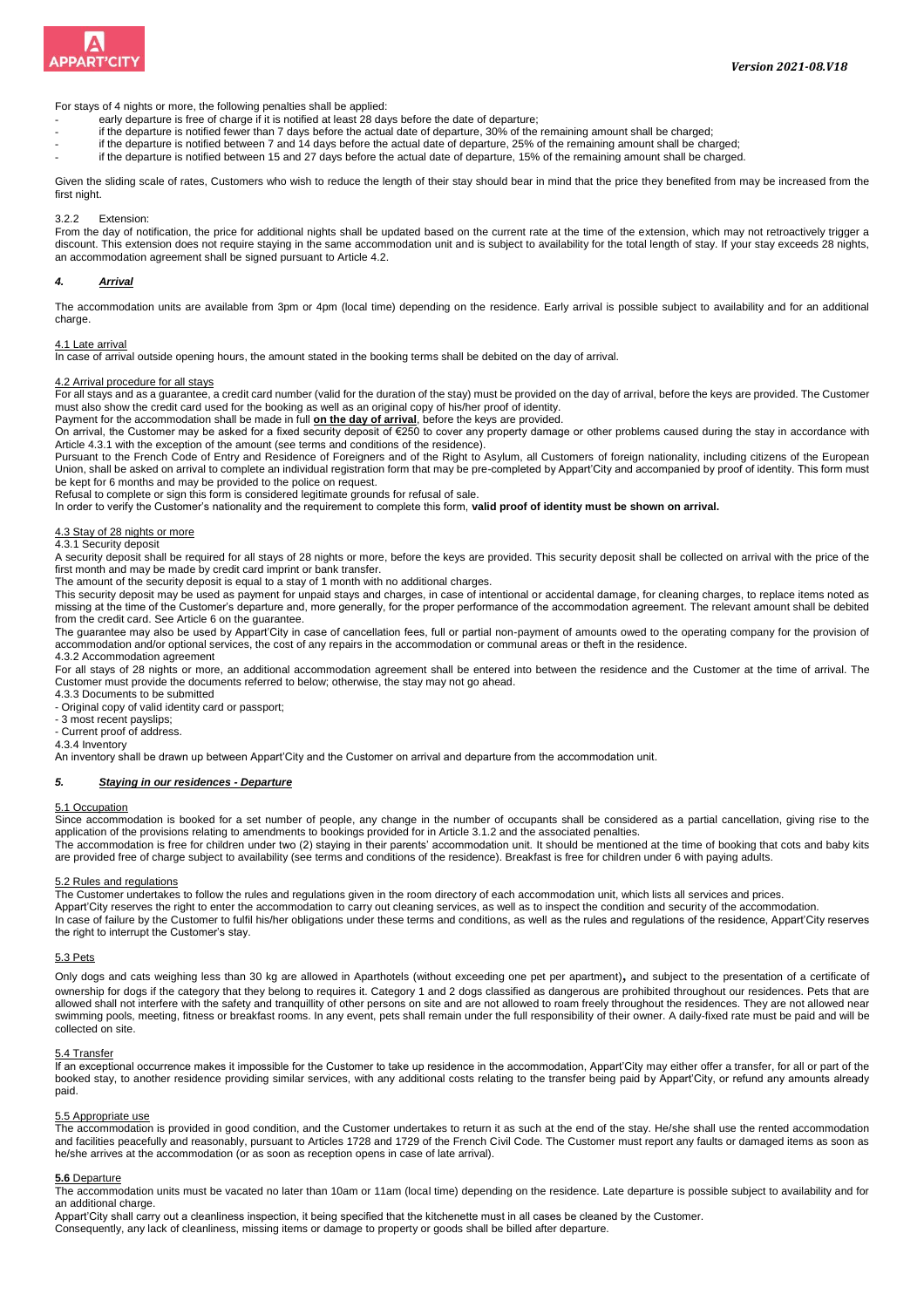For stays of 4 nights or more, the following penalties shall be applied:

- early departure is free of charge if it is notified at least 28 days before the date of departure;
- if the departure is notified fewer than 7 days before the actual date of departure, 30% of the remaining amount shall be charged;
- if the departure is notified between 7 and 14 days before the actual date of departure, 25% of the remaining amount shall be charged;
- if the departure is notified between 15 and 27 days before the actual date of departure, 15% of the remaining amount shall be charged.

Given the sliding scale of rates, Customers who wish to reduce the length of their stay should bear in mind that the price they benefited from may be increased from the first night.

3.2.2 Extension:

From the day of notification, the price for additional nights shall be updated based on the current rate at the time of the extension, which may not retroactively trigger a discount. This extension does not require staying in the same accommodation unit and is subject to availability for the total length of stay. If your stay exceeds 28 nights, an accommodation agreement shall be signed pursuant to Article 4.2.

## *4. Arrival*

The accommodation units are available from 3pm or 4pm (local time) depending on the residence. Early arrival is possible subject to availability and for an additional charge.

### 4.1 Late arrival

In case of arrival outside opening hours, the amount stated in the booking terms shall be debited on the day of arrival.

### 4.2 Arrival procedure for all stays

For all stays and as a guarantee, a credit card number (valid for the duration of the stay) must be provided on the day of arrival, before the keys are provided. The Customer must also show the credit card used for the booking as well as an original copy of his/her proof of identity.

Payment for the accommodation shall be made in full **on the day of arrival**, before the keys are provided.

On arrival, the Customer may be asked for a fixed security deposit of €250 to cover any property damage or other problems caused during the stay in accordance with Article 4.3.1 with the exception of the amount (see terms and conditions of the residence).

Pursuant to the French Code of Entry and Residence of Foreigners and of the Right to Asylum, all Customers of foreign nationality, including citizens of the European Union, shall be asked on arrival to complete an individual registration form that may be pre-completed by Appart'City and accompanied by proof of identity. This form must be kept for 6 months and may be provided to the police on request.

Refusal to complete or sign this form is considered legitimate grounds for refusal of sale.

In order to verify the Customer's nationality and the requirement to complete this form, **valid proof of identity must be shown on arrival.**

### 4.3 Stay of 28 nights or more

4.3.1 Security deposit

A security deposit shall be required for all stays of 28 nights or more, before the keys are provided. This security deposit shall be collected on arrival with the price of the first month and may be made by credit card imprint or bank transfer.

The amount of the security deposit is equal to a stay of 1 month with no additional charges.

This security deposit may be used as payment for unpaid stays and charges, in case of intentional or accidental damage, for cleaning charges, to replace items noted as missing at the time of the Customer's departure and, more generally, for the proper performance of the accommodation agreement. The relevant amount shall be debited from the credit card. See Article 6 on the guarantee.

The guarantee may also be used by Appart'City in case of cancellation fees, full or partial non-payment of amounts owed to the operating company for the provision of accommodation and/or optional services, the cost of any repairs in the accommodation or communal areas or theft in the residence.

4.3.2 Accommodation agreement

For all stays of 28 nights or more, an additional accommodation agreement shall be entered into between the residence and the Customer at the time of arrival. The Customer must provide the documents referred to below; otherwise, the stay may not go ahead.

4.3.3 Documents to be submitted

- Original copy of valid identity card or passport;
- 3 most recent payslips;
- Current proof of address.

4.3.4 Inventory

An inventory shall be drawn up between Appart'City and the Customer on arrival and departure from the accommodation unit.

## *5. Staying in our residences - Departure*

### 5.1 Occupation

Since accommodation is booked for a set number of people, any change in the number of occupants shall be considered as a partial cancellation, giving rise to the application of the provisions relating to amendments to bookings provided for in Article 3.1.2 and the associated penalties.

The accommodation is free for children under two (2) staying in their parents' accommodation unit. It should be mentioned at the time of booking that cots and baby kits are provided free of charge subject to availability (see terms and conditions of the residence). Breakfast is free for children under 6 with paying adults.

### 5.2 Rules and regulations

The Customer undertakes to follow the rules and regulations given in the room directory of each accommodation unit, which lists all services and prices.

Appart'City reserves the right to enter the accommodation to carry out cleaning services, as well as to inspect the condition and security of the accommodation.

In case of failure by the Customer to fulfil his/her obligations under these terms and conditions, as well as the rules and regulations of the residence, Appart'City reserves the right to interrupt the Customer's stay.

### 5.3 Pets

Only dogs and cats weighing less than 30 kg are allowed in Aparthotels (without exceeding one pet per apartment), and subject to the presentation of a certificate of ownership for dogs if the category that they belong to requires it. Category 1 and 2 dogs classified as dangerous are prohibited throughout our residences. Pets that are allowed shall not interfere with the safety and tranquillity of other persons on site and are not allowed to roam freely throughout the residences. They are not allowed near swimming pools, meeting, fitness or breakfast rooms. In any event, pets shall remain under the full responsibility of their owner. A daily-fixed rate must be paid and will be collected on site.

### 5.4 Transfer

If an exceptional occurrence makes it impossible for the Customer to take up residence in the accommodation, Appart'City may either offer a transfer, for all or part of the booked stay, to another residence providing similar services, with any additional costs relating to the transfer being paid by Appart'City, or refund any amounts already paid.

### 5.5 Appropriate use

The accommodation is provided in good condition, and the Customer undertakes to return it as such at the end of the stay. He/she shall use the rented accommodation and facilities peacefully and reasonably, pursuant to Articles 1728 and 1729 of the French Civil Code. The Customer must report any faults or damaged items as soon as he/she arrives at the accommodation (or as soon as reception opens in case of late arrival).

### **5.6** Departure

The accommodation units must be vacated no later than 10am or 11am (local time) depending on the residence. Late departure is possible subject to availability and for an additional charge.

Appart'City shall carry out a cleanliness inspection, it being specified that the kitchenette must in all cases be cleaned by the Customer.

Consequently, any lack of cleanliness, missing items or damage to property or goods shall be billed after departure.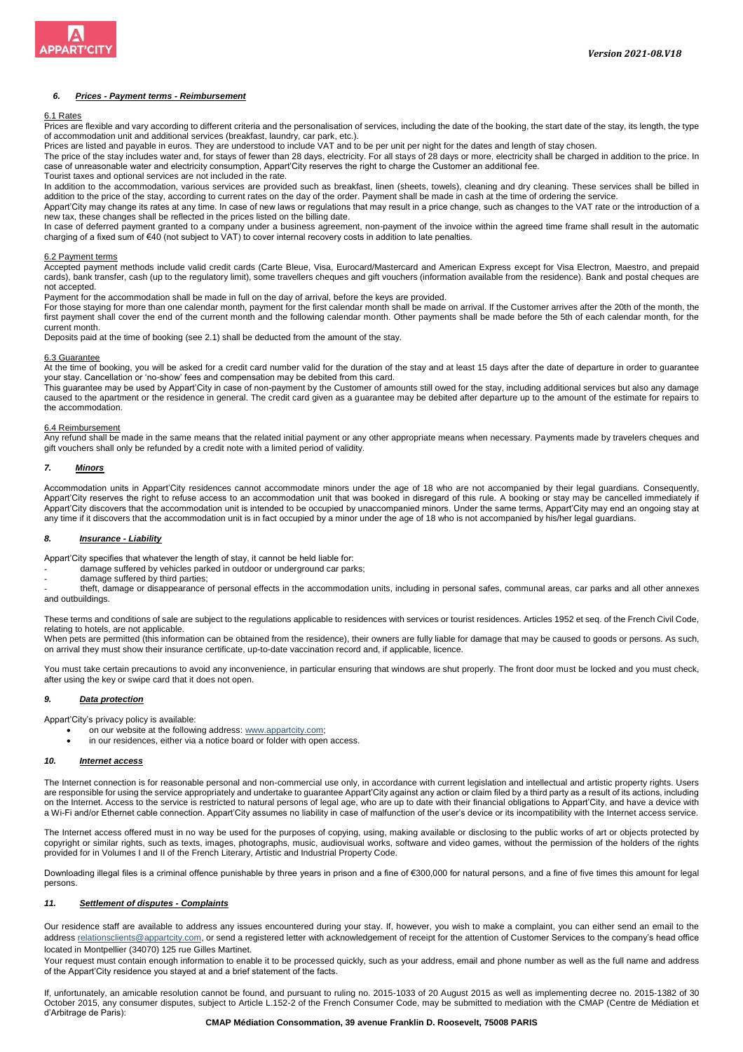### *6. Prices - Payment terms - Reimbursement*

#### 6.1 Rates

Prices are flexible and vary according to different criteria and the personalisation of services, including the date of the booking, the start date of the stay, its length, the type of accommodation unit and additional services (breakfast, laundry, car park, etc.).

Prices are listed and payable in euros. They are understood to include VAT and to be per unit per night for the dates and length of stay chosen.

The price of the stay includes water and, for stays of fewer than 28 days, electricity. For all stays of 28 days or more, electricity shall be charged in addition to the price. In case of unreasonable water and electricity consumption, Appart'City reserves the right to charge the Customer an additional fee.

Tourist taxes and optional services are not included in the rate.

In addition to the accommodation, various services are provided such as breakfast, linen (sheets, towels), cleaning and dry cleaning. These services shall be billed in addition to the price of the stay, according to current rates on the day of the order. Payment shall be made in cash at the time of ordering the service.

Appart'City may change its rates at any time. In case of new laws or regulations that may result in a price change, such as changes to the VAT rate or the introduction of a new tax, these changes shall be reflected in the prices listed on the billing date.

In case of deferred payment granted to a company under a business agreement, non-payment of the invoice within the agreed time frame shall result in the automatic charging of a fixed sum of €40 (not subject to VAT) to cover internal recovery costs in addition to late penalties.

#### 6.2 Payment terms

Accepted payment methods include valid credit cards (Carte Bleue, Visa, Eurocard/Mastercard and American Express except for Visa Electron, Maestro, and prepaid cards), bank transfer, cash (up to the regulatory limit), some travellers cheques and gift vouchers (information available from the residence). Bank and postal cheques are not accepted.

Payment for the accommodation shall be made in full on the day of arrival, before the keys are provided.

For those staying for more than one calendar month, payment for the first calendar month shall be made on arrival. If the Customer arrives after the 20th of the month, the first payment shall cover the end of the current month and the following calendar month. Other payments shall be made before the 5th of each calendar month, for the current month.

Deposits paid at the time of booking (see 2.1) shall be deducted from the amount of the stay.

#### 6.3 Guarantee

At the time of booking, you will be asked for a credit card number valid for the duration of the stay and at least 15 days after the date of departure in order to guarantee your stay. Cancellation or 'no-show' fees and compensation may be debited from this card.

This guarantee may be used by Appart'City in case of non-payment by the Customer of amounts still owed for the stay, including additional services but also any damage caused to the apartment or the residence in general. The credit card given as a guarantee may be debited after departure up to the amount of the estimate for repairs to the accommodation.

#### 6.4 Reimbursement

Any refund shall be made in the same means that the related initial payment or any other appropriate means when necessary. Payments made by travelers cheques and gift vouchers shall only be refunded by a credit note with a limited period of validity.

### *7. Minors*

Accommodation units in Appart'City residences cannot accommodate minors under the age of 18 who are not accompanied by their legal guardians. Consequently, Appart'City reserves the right to refuse access to an accommodation unit that was booked in disregard of this rule. A booking or stay may be cancelled immediately if Appart'City discovers that the accommodation unit is intended to be occupied by unaccompanied minors. Under the same terms, Appart'City may end an ongoing stay at any time if it discovers that the accommodation unit is in fact occupied by a minor under the age of 18 who is not accompanied by his/her legal guardians.

### *8. Insurance - Liability*

Appart'City specifies that whatever the length of stay, it cannot be held liable for:

- damage suffered by vehicles parked in outdoor or underground car parks;
- damage suffered by third parties;
- theft, damage or disappearance of personal effects in the accommodation units, including in personal safes, communal areas, car parks and all other annexes and outbuildings.

These terms and conditions of sale are subject to the regulations applicable to residences with services or tourist residences. Articles 1952 et seq. of the French Civil Code, relating to hotels, are not applicable.

When pets are permitted (this information can be obtained from the residence), their owners are fully liable for damage that may be caused to goods or persons. As such, on arrival they must show their insurance certificate, up-to-date vaccination record and, if applicable, licence.

You must take certain precautions to avoid any inconvenience, in particular ensuring that windows are shut properly. The front door must be locked and you must check, after using the key or swipe card that it does not open.

### *9. Data protection*

Appart'City's privacy policy is available:

- on our website at the following address: www.appartcity.com;
- in our residences, either via a notice board or folder with open access.

### *10. Internet access*

The Internet connection is for reasonable personal and non-commercial use only, in accordance with current legislation and intellectual and artistic property rights. Users are responsible for using the service appropriately and undertake to guarantee Appart'City against any action or claim filed by a third party as a result of its actions, including on the Internet. Access to the service is restricted to natural persons of legal age, who are up to date with their financial obligations to Appart'City, and have a device with a Wi-Fi and/or Ethernet cable connection. Appart'City assumes no liability in case of malfunction of the user's device or its incompatibility with the Internet access service.

The Internet access offered must in no way be used for the purposes of copying, using, making available or disclosing to the public works of art or objects protected by copyright or similar rights, such as texts, images, photographs, music, audiovisual works, software and video games, without the permission of the holders of the rights provided for in Volumes I and II of the French Literary, Artistic and Industrial Property Code.

Downloading illegal files is a criminal offence punishable by three years in prison and a fine of €300,000 for natural persons, and a fine of five times this amount for legal persons.

### *11. Settlement of disputes - Complaints*

Our residence staff are available to address any issues encountered during your stay. If, however, you wish to make a complaint, you can either send an email to the address relationsclients@appartcity.com, or send a registered letter with acknowledgement of receipt for the attention of Customer Services to the company's head office located in Montpellier (34070) 125 rue Gilles Martinet.

Your request must contain enough information to enable it to be processed quickly, such as your address, email and phone number as well as the full name and address of the Appart'City residence you stayed at and a brief statement of the facts.

If, unfortunately, an amicable resolution cannot be found, and pursuant to ruling no. 2015-1033 of 20 August 2015 as well as implementing decree no. 2015-1382 of 30 October 2015, any consumer disputes, subject to Article L.152-2 of the French Consumer Code, may be submitted to mediation with the CMAP (Centre de Médiation et d'Arbitrage de Paris):

**CMAP Médiation Consommation, 39 avenue Franklin D. Roosevelt, 75008 PARIS**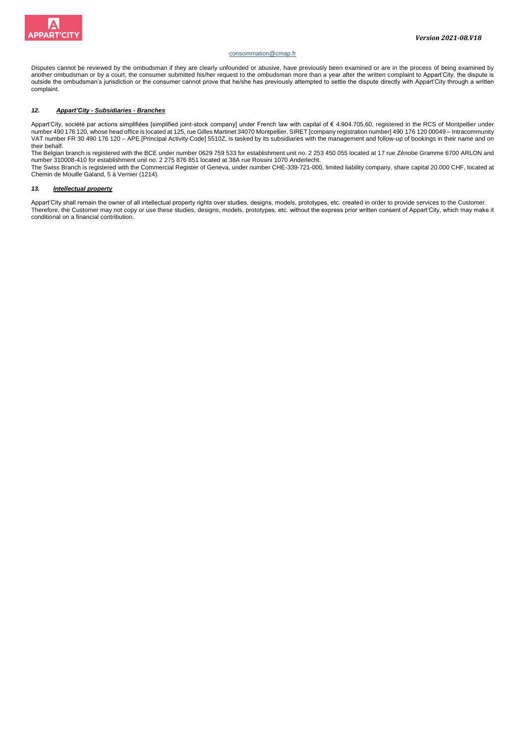consommation@cmap.fr

Disputes cannot be reviewed by the ombudsman if they are clearly unfounded or abusive, have previously been examined or are in the process of being examined by another ombudsman or by a court, the consumer submitted his/her request to the ombudsman more than a year after the written complaint to Appart'City, the dispute is outside the ombudsman's jurisdiction or the consumer cannot prove that he/she has previously attempted to settle the dispute directly with Appart'City through a written complaint.

### *12. Appart'City - Subsidiaries - Branches*

Appart'City, société par actions simplifiées [simplified joint-stock company] under French law with capital of € 4.904.705,60, registered in the RCS of Montpellier under number 490 176 120, whose head office is located at 125, rue Gilles Martinet 34070 Montpellier, SIRET [company registration number] 490 176 120 00049 – Intracommunity VAT number FR 30 490 176 120 – APE [Principal Activity Code] 5510Z, is tasked by its subsidiaries with the management and follow-up of bookings in their name and on their behalf.

The Belgian branch is registered with the BCE under number 0629 759 533 for establishment unit no. 2 253 450 055 located at 17 rue Zénobe Gramme 6700 ARLON and number 310008-410 for establishment unit no. 2 275 876 851 located at 38A rue Rossini 1070 Anderlecht.

The Swiss Branch is registered with the Commercial Register of Geneva, under number CHE-339-721-000, limited liability company, share capital 20.000 CHF, located at Chemin de Mouille Galand, 5 à Vernier (1214).

### *13. Intellectual property*

Appart'City shall remain the owner of all intellectual property rights over studies, designs, models, prototypes, etc. created in order to provide services to the Customer.
Therefore, the Customer may not copy or use these studies, designs, models, prototypes, etc. without the express prior written consent of Appart'City, which may make it conditional on a financial contribution.